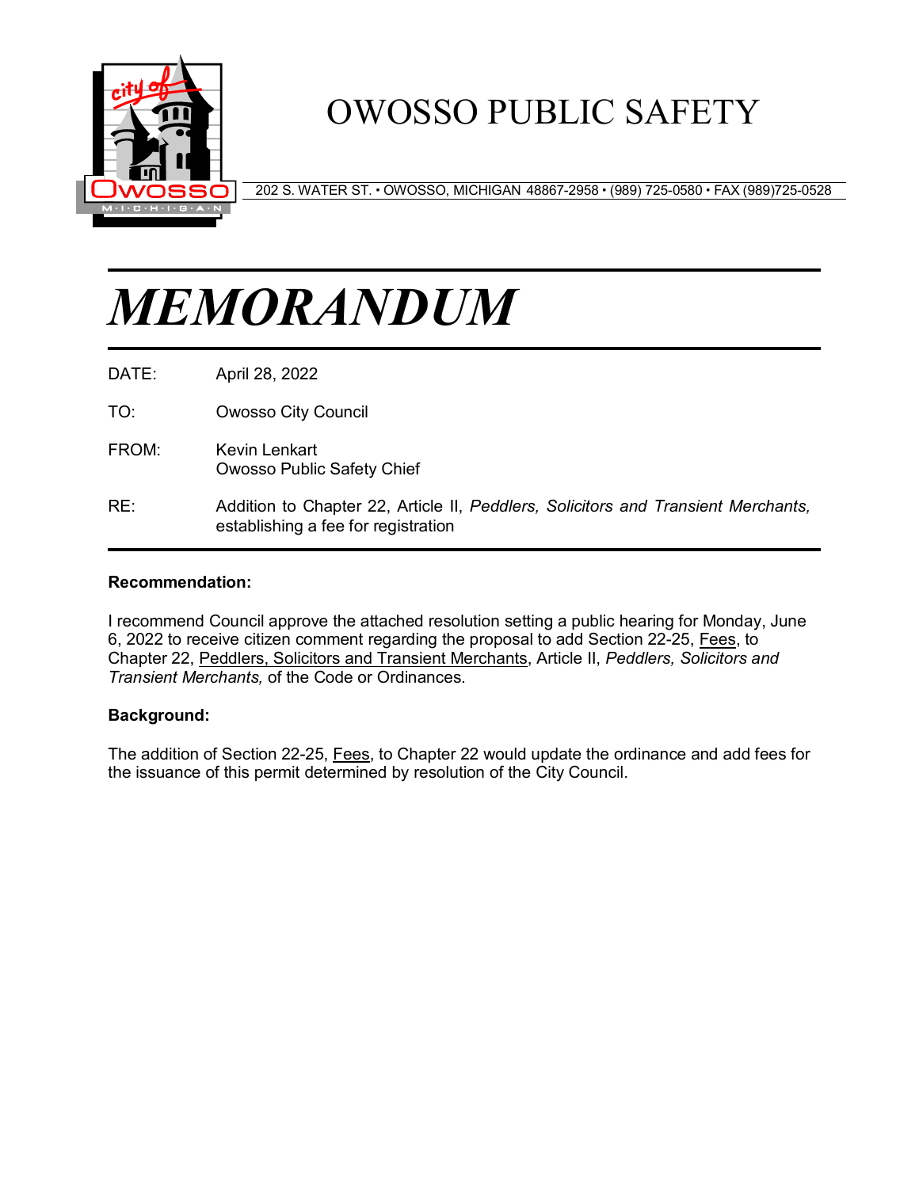# OWOSSO PUBLIC SAFETY

202 S. WATER ST. • OWOSSO, MICHIGAN 48867-2958 • (989) 725-0580 • FAX (989)725-0528

# *MEMORANDUM*

DATE: April 28, 2022

TO: Owosso City Council

FROM: Kevin Lenkart
Owosso Public Safety Chief

RE: Addition to Chapter 22, Article II, *Peddlers, Solicitors and Transient Merchants,* establishing a fee for registration

**Recommendation:**

I recommend Council approve the attached resolution setting a public hearing for Monday, June 6, 2022 to receive citizen comment regarding the proposal to add Section 22-25, Fees, to Chapter 22, Peddlers, Solicitors and Transient Merchants, Article II, *Peddlers, Solicitors and Transient Merchants,* of the Code or Ordinances.

**Background:**

The addition of Section 22-25, Fees, to Chapter 22 would update the ordinance and add fees for the issuance of this permit determined by resolution of the City Council.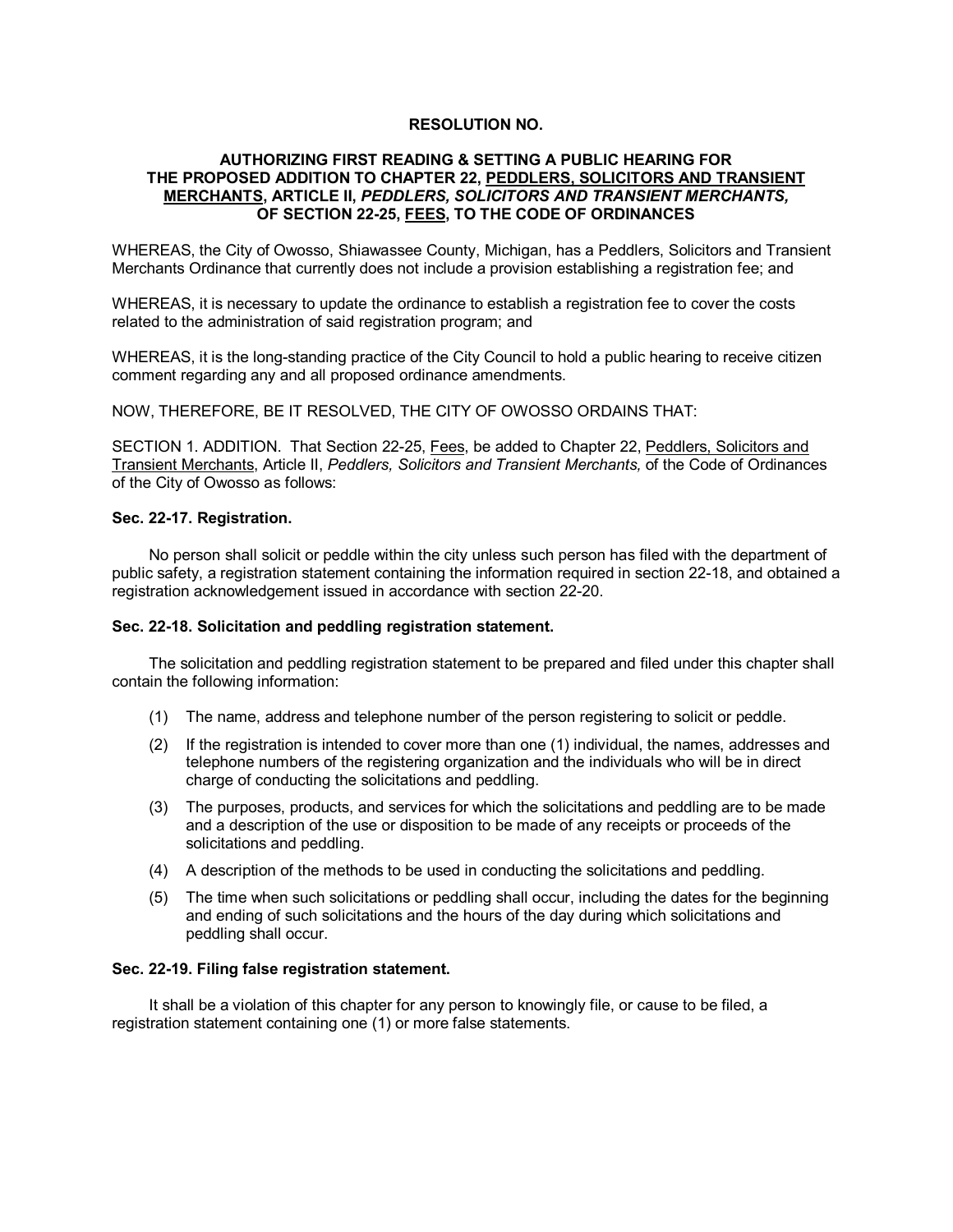**RESOLUTION NO.**

**AUTHORIZING FIRST READING & SETTING A PUBLIC HEARING FOR THE PROPOSED ADDITION TO CHAPTER 22, PEDDLERS, SOLICITORS AND TRANSIENT MERCHANTS, ARTICLE II, *PEDDLERS, SOLICITORS AND TRANSIENT MERCHANTS,* OF SECTION 22-25, FEES, TO THE CODE OF ORDINANCES**

WHEREAS, the City of Owosso, Shiawassee County, Michigan, has a Peddlers, Solicitors and Transient Merchants Ordinance that currently does not include a provision establishing a registration fee; and

WHEREAS, it is necessary to update the ordinance to establish a registration fee to cover the costs related to the administration of said registration program; and

WHEREAS, it is the long-standing practice of the City Council to hold a public hearing to receive citizen comment regarding any and all proposed ordinance amendments.

NOW, THEREFORE, BE IT RESOLVED, THE CITY OF OWOSSO ORDAINS THAT:

SECTION 1. ADDITION. That Section 22-25, Fees, be added to Chapter 22, Peddlers, Solicitors and Transient Merchants, Article II, *Peddlers, Solicitors and Transient Merchants,* of the Code of Ordinances of the City of Owosso as follows:

**Sec. 22-17. Registration.**

No person shall solicit or peddle within the city unless such person has filed with the department of public safety, a registration statement containing the information required in section 22-18, and obtained a registration acknowledgement issued in accordance with section 22-20.

**Sec. 22-18. Solicitation and peddling registration statement.**

The solicitation and peddling registration statement to be prepared and filed under this chapter shall contain the following information:

(1) The name, address and telephone number of the person registering to solicit or peddle.

(2) If the registration is intended to cover more than one (1) individual, the names, addresses and telephone numbers of the registering organization and the individuals who will be in direct charge of conducting the solicitations and peddling.

(3) The purposes, products, and services for which the solicitations and peddling are to be made and a description of the use or disposition to be made of any receipts or proceeds of the solicitations and peddling.

(4) A description of the methods to be used in conducting the solicitations and peddling.

(5) The time when such solicitations or peddling shall occur, including the dates for the beginning and ending of such solicitations and the hours of the day during which solicitations and peddling shall occur.

**Sec. 22-19. Filing false registration statement.**

It shall be a violation of this chapter for any person to knowingly file, or cause to be filed, a registration statement containing one (1) or more false statements.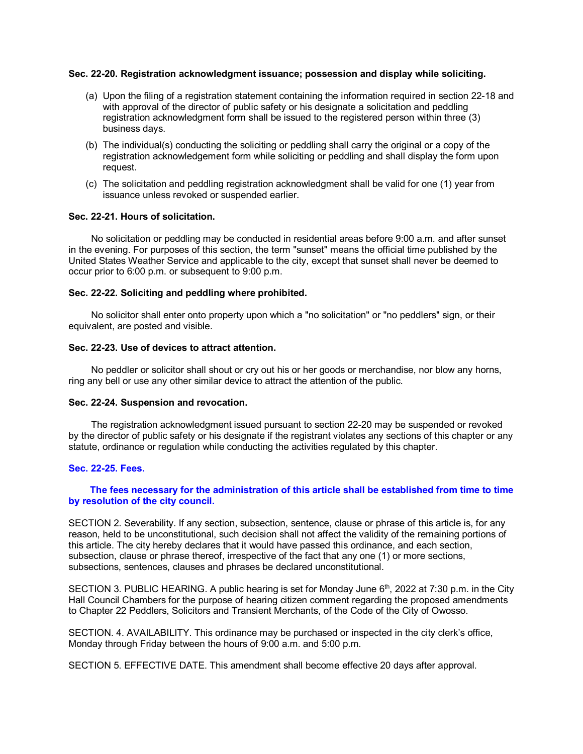**Sec. 22-20. Registration acknowledgment issuance; possession and display while soliciting.**

(a) Upon the filing of a registration statement containing the information required in section 22-18 and with approval of the director of public safety or his designate a solicitation and peddling registration acknowledgment form shall be issued to the registered person within three (3) business days.

(b) The individual(s) conducting the soliciting or peddling shall carry the original or a copy of the registration acknowledgement form while soliciting or peddling and shall display the form upon request.

(c) The solicitation and peddling registration acknowledgment shall be valid for one (1) year from issuance unless revoked or suspended earlier.

**Sec. 22-21. Hours of solicitation.**

No solicitation or peddling may be conducted in residential areas before 9:00 a.m. and after sunset in the evening. For purposes of this section, the term "sunset" means the official time published by the United States Weather Service and applicable to the city, except that sunset shall never be deemed to occur prior to 6:00 p.m. or subsequent to 9:00 p.m.

**Sec. 22-22. Soliciting and peddling where prohibited.**

No solicitor shall enter onto property upon which a "no solicitation" or "no peddlers" sign, or their equivalent, are posted and visible.

**Sec. 22-23. Use of devices to attract attention.**

No peddler or solicitor shall shout or cry out his or her goods or merchandise, nor blow any horns, ring any bell or use any other similar device to attract the attention of the public.

**Sec. 22-24. Suspension and revocation.**

The registration acknowledgment issued pursuant to section 22-20 may be suspended or revoked by the director of public safety or his designate if the registrant violates any sections of this chapter or any statute, ordinance or regulation while conducting the activities regulated by this chapter.

**Sec. 22-25. Fees.**

**The fees necessary for the administration of this article shall be established from time to time by resolution of the city council.**

SECTION 2. Severability. If any section, subsection, sentence, clause or phrase of this article is, for any reason, held to be unconstitutional, such decision shall not affect the validity of the remaining portions of this article. The city hereby declares that it would have passed this ordinance, and each section, subsection, clause or phrase thereof, irrespective of the fact that any one (1) or more sections, subsections, sentences, clauses and phrases be declared unconstitutional.

SECTION 3. PUBLIC HEARING. A public hearing is set for Monday June 6th, 2022 at 7:30 p.m. in the City Hall Council Chambers for the purpose of hearing citizen comment regarding the proposed amendments to Chapter 22 Peddlers, Solicitors and Transient Merchants, of the Code of the City of Owosso.

SECTION. 4. AVAILABILITY. This ordinance may be purchased or inspected in the city clerk's office, Monday through Friday between the hours of 9:00 a.m. and 5:00 p.m.

SECTION 5. EFFECTIVE DATE. This amendment shall become effective 20 days after approval.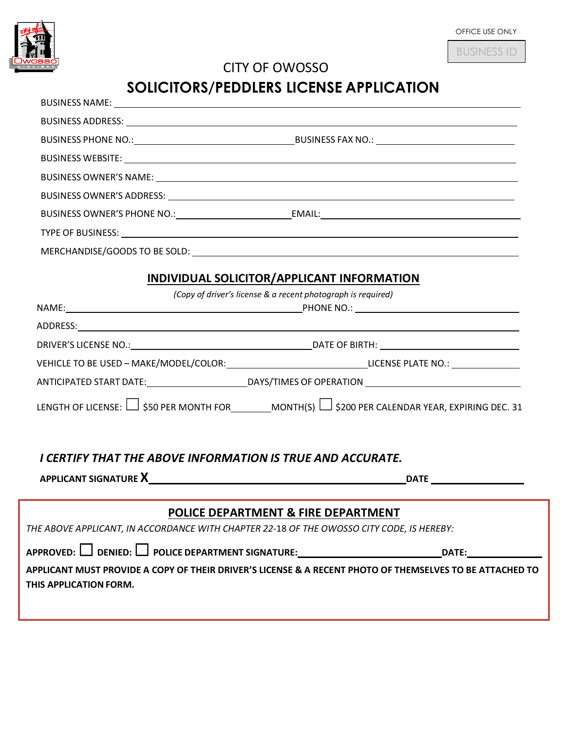OFFICE USE ONLY

BUSINESS ID

CITY OF OWOSSO

# SOLICITORS/PEDDLERS LICENSE APPLICATION

BUSINESS NAME: ______________________________

BUSINESS ADDRESS: ______________________________

BUSINESS PHONE NO.: ______________________________ BUSINESS FAX NO.: ______________________________

BUSINESS WEBSITE: ______________________________

BUSINESS OWNER'S NAME: ______________________________

BUSINESS OWNER'S ADDRESS: ______________________________

BUSINESS OWNER'S PHONE NO.: ______________________________ EMAIL: ______________________________

TYPE OF BUSINESS: ______________________________

MERCHANDISE/GOODS TO BE SOLD: ______________________________

## INDIVIDUAL SOLICITOR/APPLICANT INFORMATION

*(Copy of driver's license & a recent photograph is required)*

NAME: ______________________________ PHONE NO.: ______________________________

ADDRESS: ______________________________

DRIVER'S LICENSE NO.: ______________________________ DATE OF BIRTH: ______________________________

VEHICLE TO BE USED – MAKE/MODEL/COLOR: ______________________________ LICENSE PLATE NO.: ______________

ANTICIPATED START DATE: ______________ DAYS/TIMES OF OPERATION ______________________________

LENGTH OF LICENSE: ☐ $50 PER MONTH FOR ________ MONTH(S) ☐ $200 PER CALENDAR YEAR, EXPIRING DEC. 31

***I CERTIFY THAT THE ABOVE INFORMATION IS TRUE AND ACCURATE.***

**APPLICANT SIGNATURE X** ______________________________ **DATE** ______________

## POLICE DEPARTMENT & FIRE DEPARTMENT

*THE ABOVE APPLICANT, IN ACCORDANCE WITH CHAPTER 22-18 OF THE OWOSSO CITY CODE, IS HEREBY:*

**APPROVED:** ☐ **DENIED:** ☐ **POLICE DEPARTMENT SIGNATURE:** ______________________________ **DATE:** ______________

**APPLICANT MUST PROVIDE A COPY OF THEIR DRIVER'S LICENSE & A RECENT PHOTO OF THEMSELVES TO BE ATTACHED TO THIS APPLICATION FORM.**